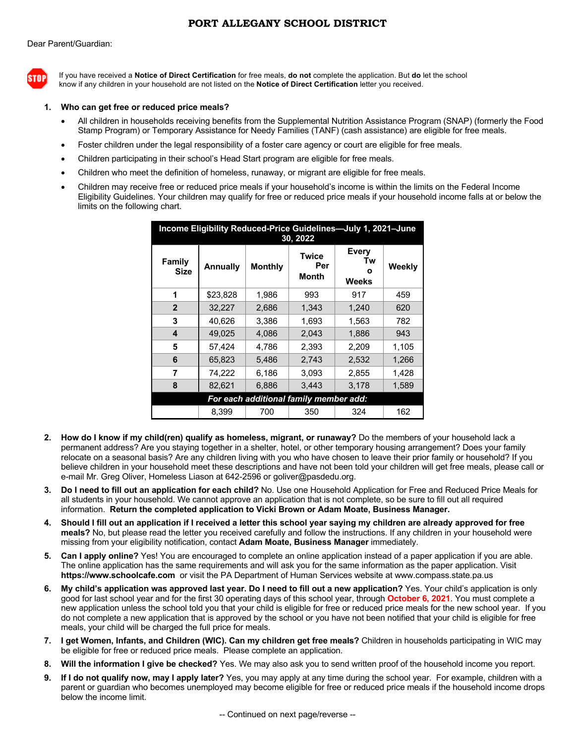# PORT ALLEGANY SCHOOL DISTRICT

Dear Parent/Guardian:

STOP If you have received a **Notice of Direct Certification** for free meals, **do not** complete the application. But **do** let the school know if any children in your household are not listed on the **Notice of Direct Certification** letter you received.

1. **Who can get free or reduced price meals?**
   - All children in households receiving benefits from the Supplemental Nutrition Assistance Program (SNAP) (formerly the Food Stamp Program) or Temporary Assistance for Needy Families (TANF) (cash assistance) are eligible for free meals.
   - Foster children under the legal responsibility of a foster care agency or court are eligible for free meals.
   - Children participating in their school's Head Start program are eligible for free meals.
   - Children who meet the definition of homeless, runaway, or migrant are eligible for free meals.
   - Children may receive free or reduced price meals if your household's income is within the limits on the Federal Income Eligibility Guidelines. Your children may qualify for free or reduced price meals if your household income falls at or below the limits on the following chart.

| **Income Eligibility Reduced-Price Guidelines—July 1, 2021–June 30, 2022** | | | | | |
|---|---|---|---|---|---|
| **Family Size** | **Annually** | **Monthly** | **Twice Per Month** | **Every Two Weeks** | **Weekly** |
| **1** | $23,828 | 1,986 | 993 | 917 | 459 |
| **2** | 32,227 | 2,686 | 1,343 | 1,240 | 620 |
| **3** | 40,626 | 3,386 | 1,693 | 1,563 | 782 |
| **4** | 49,025 | 4,086 | 2,043 | 1,886 | 943 |
| **5** | 57,424 | 4,786 | 2,393 | 2,209 | 1,105 |
| **6** | 65,823 | 5,486 | 2,743 | 2,532 | 1,266 |
| **7** | 74,222 | 6,186 | 3,093 | 2,855 | 1,428 |
| **8** | 82,621 | 6,886 | 3,443 | 3,178 | 1,589 |
| ***For each additional family member add:*** | | | | | |
| | 8,399 | 700 | 350 | 324 | 162 |

2. **How do I know if my child(ren) qualify as homeless, migrant, or runaway?** Do the members of your household lack a permanent address? Are you staying together in a shelter, hotel, or other temporary housing arrangement? Does your family relocate on a seasonal basis? Are any children living with you who have chosen to leave their prior family or household? If you believe children in your household meet these descriptions and have not been told your children will get free meals, please call or e-mail Mr. Greg Oliver, Homeless Liason at 642-2596 or goliver@pasdedu.org.

3. **Do I need to fill out an application for each child?** No. Use one Household Application for Free and Reduced Price Meals for all students in your household. We cannot approve an application that is not complete, so be sure to fill out all required information. **Return the completed application to Vicki Brown or Adam Moate, Business Manager.**

4. **Should I fill out an application if I received a letter this school year saying my children are already approved for free meals?** No, but please read the letter you received carefully and follow the instructions. If any children in your household were missing from your eligibility notification, contact **Adam Moate, Business Manager** immediately.

5. **Can I apply online?** Yes! You are encouraged to complete an online application instead of a paper application if you are able. The online application has the same requirements and will ask you for the same information as the paper application. Visit **https://www.schoolcafe.com** or visit the PA Department of Human Services website at www.compass.state.pa.us

6. **My child's application was approved last year. Do I need to fill out a new application?** Yes. Your child's application is only good for last school year and for the first 30 operating days of this school year, through **October 6, 2021**. You must complete a new application unless the school told you that your child is eligible for free or reduced price meals for the new school year. If you do not complete a new application that is approved by the school or you have not been notified that your child is eligible for free meals, your child will be charged the full price for meals.

7. **I get Women, Infants, and Children (WIC). Can my children get free meals?** Children in households participating in WIC may be eligible for free or reduced price meals. Please complete an application.

8. **Will the information I give be checked?** Yes. We may also ask you to send written proof of the household income you report.

9. **If I do not qualify now, may I apply later?** Yes, you may apply at any time during the school year. For example, children with a parent or guardian who becomes unemployed may become eligible for free or reduced price meals if the household income drops below the income limit.

-- Continued on next page/reverse --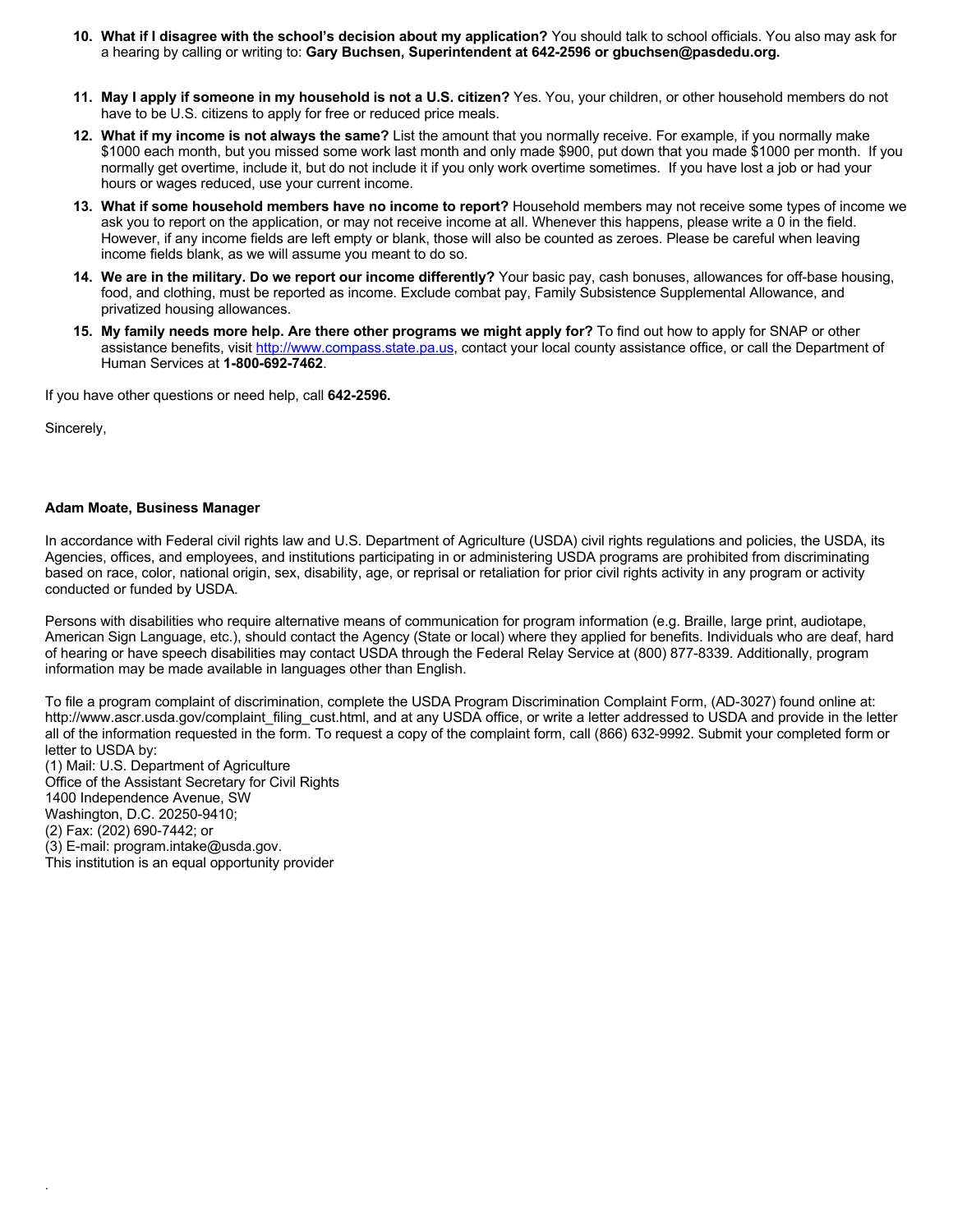10. **What if I disagree with the school's decision about my application?** You should talk to school officials. You also may ask for a hearing by calling or writing to: **Gary Buchsen, Superintendent at 642-2596 or gbuchsen@pasdedu.org.**

11. **May I apply if someone in my household is not a U.S. citizen?** Yes. You, your children, or other household members do not have to be U.S. citizens to apply for free or reduced price meals.
12. **What if my income is not always the same?** List the amount that you normally receive. For example, if you normally make $1000 each month, but you missed some work last month and only made $900, put down that you made $1000 per month. If you normally get overtime, include it, but do not include it if you only work overtime sometimes. If you have lost a job or had your hours or wages reduced, use your current income.
13. **What if some household members have no income to report?** Household members may not receive some types of income we ask you to report on the application, or may not receive income at all. Whenever this happens, please write a 0 in the field. However, if any income fields are left empty or blank, those will also be counted as zeroes. Please be careful when leaving income fields blank, as we will assume you meant to do so.
14. **We are in the military. Do we report our income differently?** Your basic pay, cash bonuses, allowances for off-base housing, food, and clothing, must be reported as income. Exclude combat pay, Family Subsistence Supplemental Allowance, and privatized housing allowances.
15. **My family needs more help. Are there other programs we might apply for?** To find out how to apply for SNAP or other assistance benefits, visit http://www.compass.state.pa.us, contact your local county assistance office, or call the Department of Human Services at **1-800-692-7462**.

If you have other questions or need help, call **642-2596.**

Sincerely,

**Adam Moate, Business Manager**

In accordance with Federal civil rights law and U.S. Department of Agriculture (USDA) civil rights regulations and policies, the USDA, its Agencies, offices, and employees, and institutions participating in or administering USDA programs are prohibited from discriminating based on race, color, national origin, sex, disability, age, or reprisal or retaliation for prior civil rights activity in any program or activity conducted or funded by USDA.

Persons with disabilities who require alternative means of communication for program information (e.g. Braille, large print, audiotape, American Sign Language, etc.), should contact the Agency (State or local) where they applied for benefits. Individuals who are deaf, hard of hearing or have speech disabilities may contact USDA through the Federal Relay Service at (800) 877-8339. Additionally, program information may be made available in languages other than English.

To file a program complaint of discrimination, complete the USDA Program Discrimination Complaint Form, (AD-3027) found online at: http://www.ascr.usda.gov/complaint_filing_cust.html, and at any USDA office, or write a letter addressed to USDA and provide in the letter all of the information requested in the form. To request a copy of the complaint form, call (866) 632-9992. Submit your completed form or letter to USDA by:
(1) Mail: U.S. Department of Agriculture
Office of the Assistant Secretary for Civil Rights
1400 Independence Avenue, SW
Washington, D.C. 20250-9410;
(2) Fax: (202) 690-7442; or
(3) E-mail: program.intake@usda.gov.
This institution is an equal opportunity provider